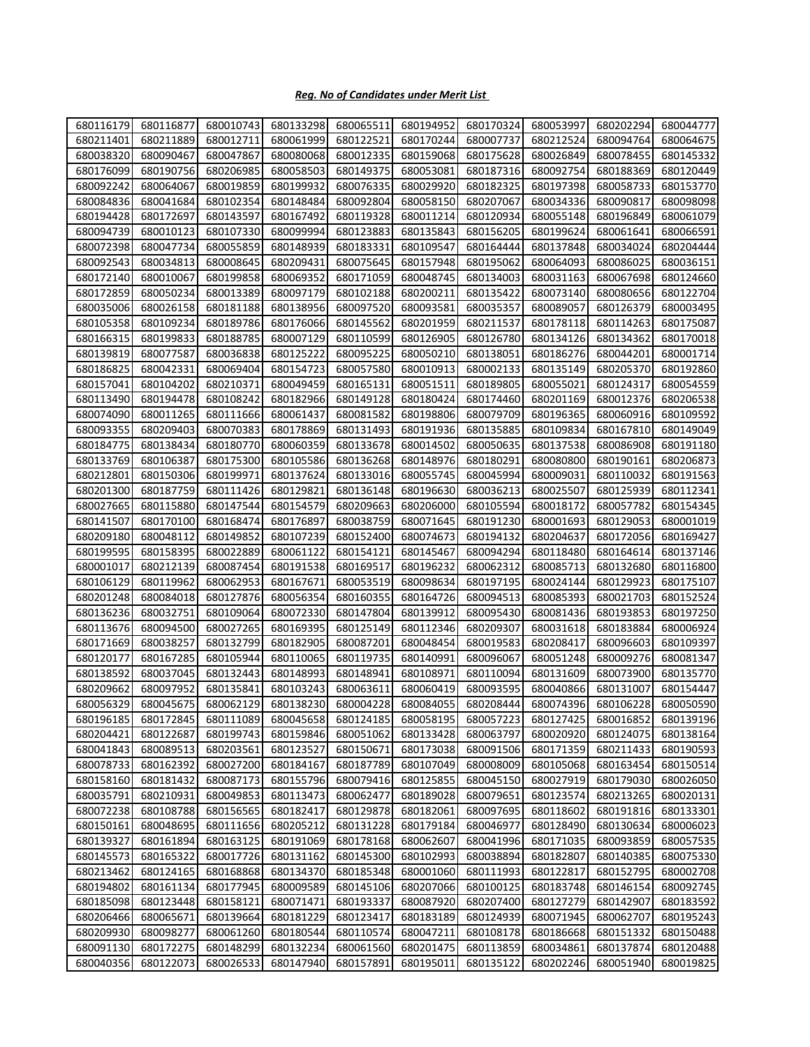***Reg. No of Candidates under Merit List***

| | | | | | | | | | |
|---|---|---|---|---|---|---|---|---|---|
| 680116179 | 680116877 | 680010743 | 680133298 | 680065511 | 680194952 | 680170324 | 680053997 | 680202294 | 680044777 |
| 680211401 | 680211889 | 680012711 | 680061999 | 680122521 | 680170244 | 680007737 | 680212524 | 680094764 | 680064675 |
| 680038320 | 680090467 | 680047867 | 680080068 | 680012335 | 680159068 | 680175628 | 680026849 | 680078455 | 680145332 |
| 680176099 | 680190756 | 680206985 | 680058503 | 680149375 | 680053081 | 680187316 | 680092754 | 680188369 | 680120449 |
| 680092242 | 680064067 | 680019859 | 680199932 | 680076335 | 680029920 | 680182325 | 680197398 | 680058733 | 680153770 |
| 680084836 | 680041684 | 680102354 | 680148484 | 680092804 | 680058150 | 680207067 | 680034336 | 680090817 | 680098098 |
| 680194428 | 680172697 | 680143597 | 680167492 | 680119328 | 680011214 | 680120934 | 680055148 | 680196849 | 680061079 |
| 680094739 | 680010123 | 680107330 | 680099994 | 680123883 | 680135843 | 680156205 | 680199624 | 680061641 | 680066591 |
| 680072398 | 680047734 | 680055859 | 680148939 | 680183331 | 680109547 | 680164444 | 680137848 | 680034024 | 680204444 |
| 680092543 | 680034813 | 680008645 | 680209431 | 680075645 | 680157948 | 680195062 | 680064093 | 680086025 | 680036151 |
| 680172140 | 680010067 | 680199858 | 680069352 | 680171059 | 680048745 | 680134003 | 680031163 | 680067698 | 680124660 |
| 680172859 | 680050234 | 680013389 | 680097179 | 680102188 | 680200211 | 680135422 | 680073140 | 680080656 | 680122704 |
| 680035006 | 680026158 | 680181188 | 680138956 | 680097520 | 680093581 | 680035357 | 680089057 | 680126379 | 680003495 |
| 680105358 | 680109234 | 680189786 | 680176066 | 680145562 | 680201959 | 680211537 | 680178118 | 680114263 | 680175087 |
| 680166315 | 680199833 | 680188785 | 680007129 | 680110599 | 680126905 | 680126780 | 680134126 | 680134362 | 680170018 |
| 680139819 | 680077587 | 680036838 | 680125222 | 680095225 | 680050210 | 680138051 | 680186276 | 680044201 | 680001714 |
| 680186825 | 680042331 | 680069404 | 680154723 | 680057580 | 680010913 | 680002133 | 680135149 | 680205370 | 680192860 |
| 680157041 | 680104202 | 680210371 | 680049459 | 680165131 | 680051511 | 680189805 | 680055021 | 680124317 | 680054559 |
| 680113490 | 680194478 | 680108242 | 680182966 | 680149128 | 680180424 | 680174460 | 680201169 | 680012376 | 680206538 |
| 680074090 | 680011265 | 680111666 | 680061437 | 680081582 | 680198806 | 680079709 | 680196365 | 680060916 | 680109592 |
| 680093355 | 680209403 | 680070383 | 680178869 | 680131493 | 680191936 | 680135885 | 680109834 | 680167810 | 680149049 |
| 680184775 | 680138434 | 680180770 | 680060359 | 680133678 | 680014502 | 680050635 | 680137538 | 680086908 | 680191180 |
| 680133769 | 680106387 | 680175300 | 680105586 | 680136268 | 680148976 | 680180291 | 680080800 | 680190161 | 680206873 |
| 680212801 | 680150306 | 680199971 | 680137624 | 680133016 | 680055745 | 680045994 | 680009031 | 680110032 | 680191563 |
| 680201300 | 680187759 | 680111426 | 680129821 | 680136148 | 680196630 | 680036213 | 680025507 | 680125939 | 680112341 |
| 680027665 | 680115880 | 680147544 | 680154579 | 680209663 | 680206000 | 680105594 | 680018172 | 680057782 | 680154345 |
| 680141507 | 680170100 | 680168474 | 680176897 | 680038759 | 680071645 | 680191230 | 680001693 | 680129053 | 680001019 |
| 680209180 | 680048112 | 680149852 | 680107239 | 680152400 | 680074673 | 680194132 | 680204637 | 680172056 | 680169427 |
| 680199595 | 680158395 | 680022889 | 680061122 | 680154121 | 680145467 | 680094294 | 680118480 | 680164614 | 680137146 |
| 680001017 | 680212139 | 680087454 | 680191538 | 680169517 | 680196232 | 680062312 | 680085713 | 680132680 | 680116800 |
| 680106129 | 680119962 | 680062953 | 680167671 | 680053519 | 680098634 | 680197195 | 680024144 | 680129923 | 680175107 |
| 680201248 | 680084018 | 680127876 | 680056354 | 680160355 | 680164726 | 680094513 | 680085393 | 680021703 | 680152524 |
| 680136236 | 680032751 | 680109064 | 680072330 | 680147804 | 680139912 | 680095430 | 680081436 | 680193853 | 680197250 |
| 680113676 | 680094500 | 680027265 | 680169395 | 680125149 | 680112346 | 680209307 | 680031618 | 680183884 | 680006924 |
| 680171669 | 680038257 | 680132799 | 680182905 | 680087201 | 680048454 | 680019583 | 680208417 | 680096603 | 680109397 |
| 680120177 | 680167285 | 680105944 | 680110065 | 680119735 | 680140991 | 680096067 | 680051248 | 680009276 | 680081347 |
| 680138592 | 680037045 | 680132443 | 680148993 | 680148941 | 680108971 | 680110094 | 680131609 | 680073900 | 680135770 |
| 680209662 | 680097952 | 680135841 | 680103243 | 680063611 | 680060419 | 680093595 | 680040866 | 680131007 | 680154447 |
| 680056329 | 680045675 | 680062129 | 680138230 | 680004228 | 680084055 | 680208444 | 680074396 | 680106228 | 680050590 |
| 680196185 | 680172845 | 680111089 | 680045658 | 680124185 | 680058195 | 680057223 | 680127425 | 680016852 | 680139196 |
| 680204421 | 680122687 | 680199743 | 680159846 | 680051062 | 680133428 | 680063797 | 680020920 | 680124075 | 680138164 |
| 680041843 | 680089513 | 680203561 | 680123527 | 680150671 | 680173038 | 680091506 | 680171359 | 680211433 | 680190593 |
| 680078733 | 680162392 | 680027200 | 680184167 | 680187789 | 680107049 | 680008009 | 680105068 | 680163454 | 680150514 |
| 680158160 | 680181432 | 680087173 | 680155796 | 680079416 | 680125855 | 680045150 | 680027919 | 680179030 | 680026050 |
| 680035791 | 680210931 | 680049853 | 680113473 | 680062477 | 680189028 | 680079651 | 680123574 | 680213265 | 680020131 |
| 680072238 | 680108788 | 680156565 | 680182417 | 680129878 | 680182061 | 680097695 | 680118602 | 680191816 | 680133301 |
| 680150161 | 680048695 | 680111656 | 680205212 | 680131228 | 680179184 | 680046977 | 680128490 | 680130634 | 680006023 |
| 680139327 | 680161894 | 680163125 | 680191069 | 680178168 | 680062607 | 680041996 | 680171035 | 680093859 | 680057535 |
| 680145573 | 680165322 | 680017726 | 680131162 | 680145300 | 680102993 | 680038894 | 680182807 | 680140385 | 680075330 |
| 680213462 | 680124165 | 680168868 | 680134370 | 680185348 | 680001060 | 680111993 | 680122817 | 680152795 | 680002708 |
| 680194802 | 680161134 | 680177945 | 680009589 | 680145106 | 680207066 | 680100125 | 680183748 | 680146154 | 680092745 |
| 680185098 | 680123448 | 680158121 | 680071471 | 680193337 | 680087920 | 680207400 | 680127279 | 680142907 | 680183592 |
| 680206466 | 680065671 | 680139664 | 680181229 | 680123417 | 680183189 | 680124939 | 680071945 | 680062707 | 680195243 |
| 680209930 | 680098277 | 680061260 | 680180544 | 680110574 | 680047211 | 680108178 | 680186668 | 680151332 | 680150488 |
| 680091130 | 680172275 | 680148299 | 680132234 | 680061560 | 680201475 | 680113859 | 680034861 | 680137874 | 680120488 |
| 680040356 | 680122073 | 680026533 | 680147940 | 680157891 | 680195011 | 680135122 | 680202246 | 680051940 | 680019825 |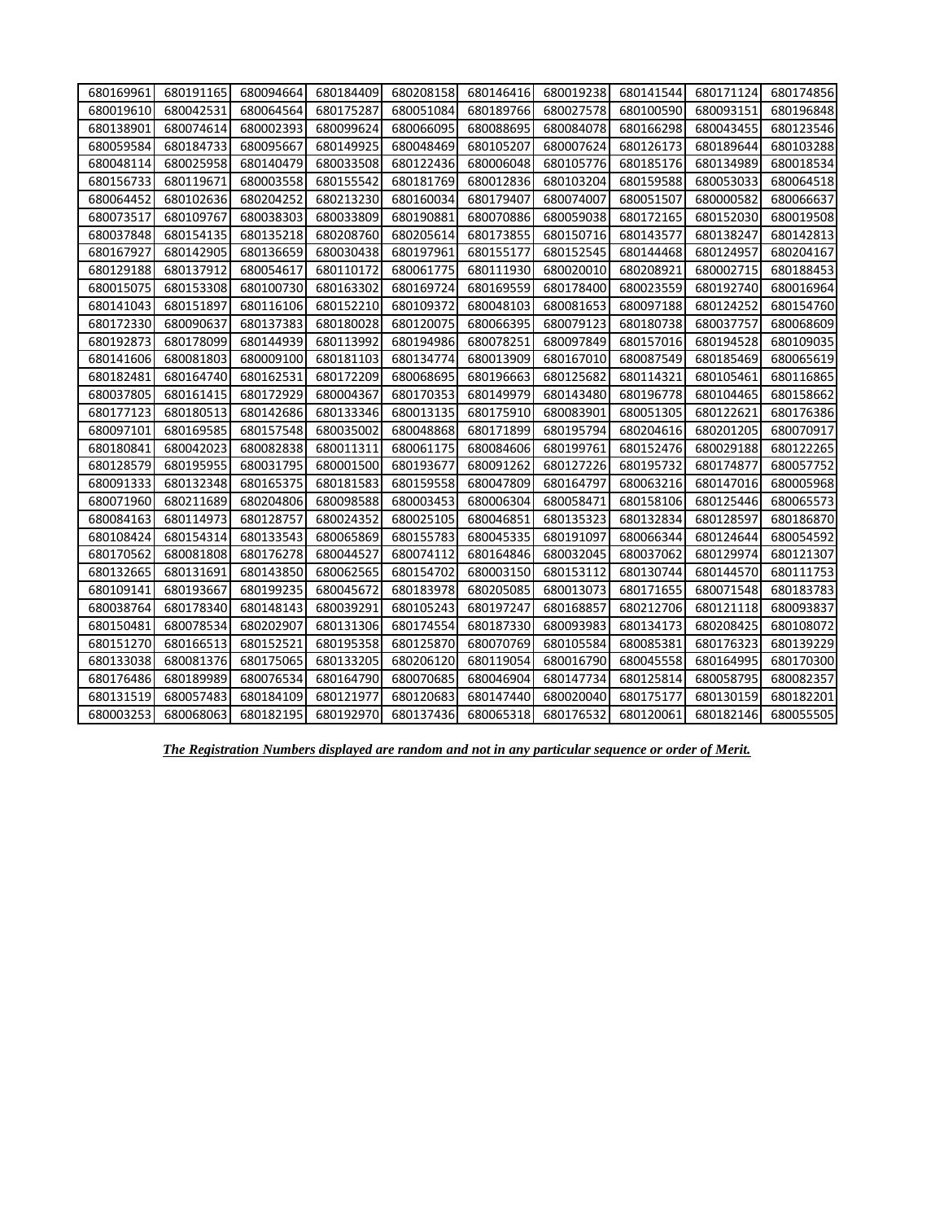| | | | | | | | | | |
|---|---|---|---|---|---|---|---|---|---|
| 680169961 | 680191165 | 680094664 | 680184409 | 680208158 | 680146416 | 680019238 | 680141544 | 680171124 | 680174856 |
| 680019610 | 680042531 | 680064564 | 680175287 | 680051084 | 680189766 | 680027578 | 680100590 | 680093151 | 680196848 |
| 680138901 | 680074614 | 680002393 | 680099624 | 680066095 | 680088695 | 680084078 | 680166298 | 680043455 | 680123546 |
| 680059584 | 680184733 | 680095667 | 680149925 | 680048469 | 680105207 | 680007624 | 680126173 | 680189644 | 680103288 |
| 680048114 | 680025958 | 680140479 | 680033508 | 680122436 | 680006048 | 680105776 | 680185176 | 680134989 | 680018534 |
| 680156733 | 680119671 | 680003558 | 680155542 | 680181769 | 680012836 | 680103204 | 680159588 | 680053033 | 680064518 |
| 680064452 | 680102636 | 680204252 | 680213230 | 680160034 | 680179407 | 680074007 | 680051507 | 680000582 | 680066637 |
| 680073517 | 680109767 | 680038303 | 680033809 | 680190881 | 680070886 | 680059038 | 680172165 | 680152030 | 680019508 |
| 680037848 | 680154135 | 680135218 | 680208760 | 680205614 | 680173855 | 680150716 | 680143577 | 680138247 | 680142813 |
| 680167927 | 680142905 | 680136659 | 680030438 | 680197961 | 680155177 | 680152545 | 680144468 | 680124957 | 680204167 |
| 680129188 | 680137912 | 680054617 | 680110172 | 680061775 | 680111930 | 680020010 | 680208921 | 680002715 | 680188453 |
| 680015075 | 680153308 | 680100730 | 680163302 | 680169724 | 680169559 | 680178400 | 680023559 | 680192740 | 680016964 |
| 680141043 | 680151897 | 680116106 | 680152210 | 680109372 | 680048103 | 680081653 | 680097188 | 680124252 | 680154760 |
| 680172330 | 680090637 | 680137383 | 680180028 | 680120075 | 680066395 | 680079123 | 680180738 | 680037757 | 680068609 |
| 680192873 | 680178099 | 680144939 | 680113992 | 680194986 | 680078251 | 680097849 | 680157016 | 680194528 | 680109035 |
| 680141606 | 680081803 | 680009100 | 680181103 | 680134774 | 680013909 | 680167010 | 680087549 | 680185469 | 680065619 |
| 680182481 | 680164740 | 680162531 | 680172209 | 680068695 | 680196663 | 680125682 | 680114321 | 680105461 | 680116865 |
| 680037805 | 680161415 | 680172929 | 680004367 | 680170353 | 680149979 | 680143480 | 680196778 | 680104465 | 680158662 |
| 680177123 | 680180513 | 680142686 | 680133346 | 680013135 | 680175910 | 680083901 | 680051305 | 680122621 | 680176386 |
| 680097101 | 680169585 | 680157548 | 680035002 | 680048868 | 680171899 | 680195794 | 680204616 | 680201205 | 680070917 |
| 680180841 | 680042023 | 680082838 | 680011311 | 680061175 | 680084606 | 680199761 | 680152476 | 680029188 | 680122265 |
| 680128579 | 680195955 | 680031795 | 680001500 | 680193677 | 680091262 | 680127226 | 680195732 | 680174877 | 680057752 |
| 680091333 | 680132348 | 680165375 | 680181583 | 680159558 | 680047809 | 680164797 | 680063216 | 680147016 | 680005968 |
| 680071960 | 680211689 | 680204806 | 680098588 | 680003453 | 680006304 | 680058471 | 680158106 | 680125446 | 680065573 |
| 680084163 | 680114973 | 680128757 | 680024352 | 680025105 | 680046851 | 680135323 | 680132834 | 680128597 | 680186870 |
| 680108424 | 680154314 | 680133543 | 680065869 | 680155783 | 680045335 | 680191097 | 680066344 | 680124644 | 680054592 |
| 680170562 | 680081808 | 680176278 | 680044527 | 680074112 | 680164846 | 680032045 | 680037062 | 680129974 | 680121307 |
| 680132665 | 680131691 | 680143850 | 680062565 | 680154702 | 680003150 | 680153112 | 680130744 | 680144570 | 680111753 |
| 680109141 | 680193667 | 680199235 | 680045672 | 680183978 | 680205085 | 680013073 | 680171655 | 680071548 | 680183783 |
| 680038764 | 680178340 | 680148143 | 680039291 | 680105243 | 680197247 | 680168857 | 680212706 | 680121118 | 680093837 |
| 680150481 | 680078534 | 680202907 | 680131306 | 680174554 | 680187330 | 680093983 | 680134173 | 680208425 | 680108072 |
| 680151270 | 680166513 | 680152521 | 680195358 | 680125870 | 680070769 | 680105584 | 680085381 | 680176323 | 680139229 |
| 680133038 | 680081376 | 680175065 | 680133205 | 680206120 | 680119054 | 680016790 | 680045558 | 680164995 | 680170300 |
| 680176486 | 680189989 | 680076534 | 680164790 | 680070685 | 680046904 | 680147734 | 680125814 | 680058795 | 680082357 |
| 680131519 | 680057483 | 680184109 | 680121977 | 680120683 | 680147440 | 680020040 | 680175177 | 680130159 | 680182201 |
| 680003253 | 680068063 | 680182195 | 680192970 | 680137436 | 680065318 | 680176532 | 680120061 | 680182146 | 680055505 |

***The Registration Numbers displayed are random and not in any particular sequence or order of Merit.***